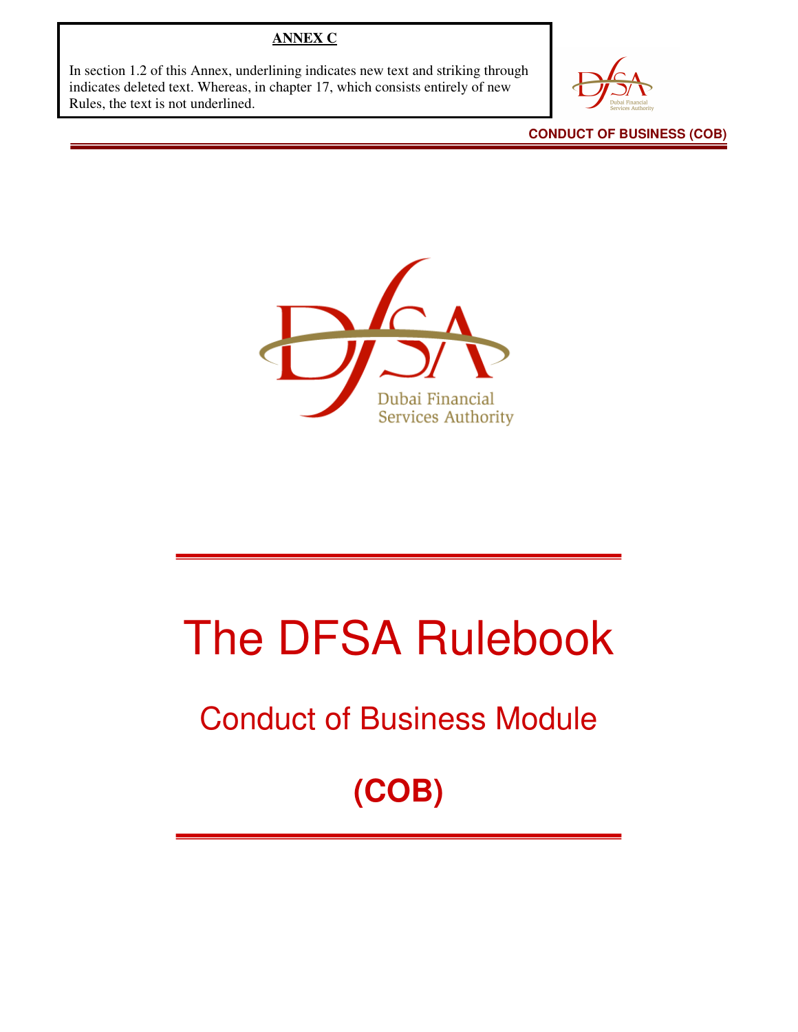**ANNEX C**

In section 1.2 of this Annex, underlining indicates new text and striking through indicates deleted text. Whereas, in chapter 17, which consists entirely of new Rules, the text is not underlined.

# The DFSA Rulebook

## Conduct of Business Module

## (COB)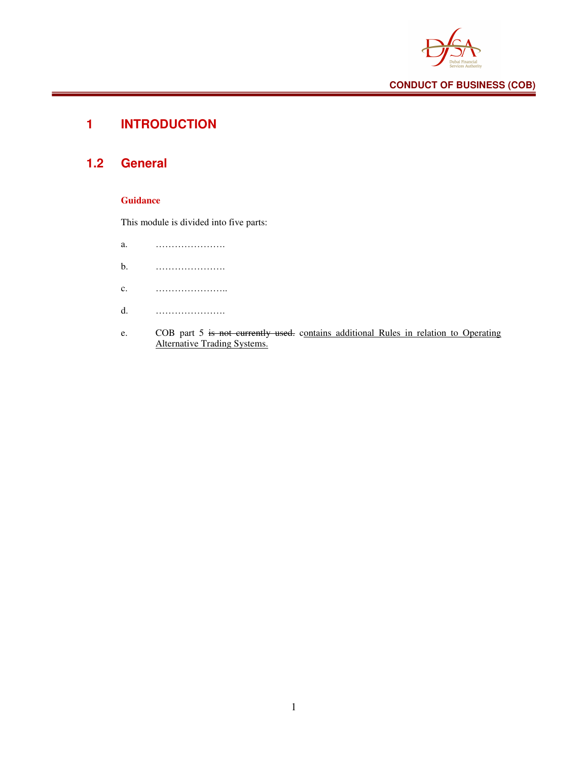# 1 INTRODUCTION

## 1.2 General

**Guidance**

This module is divided into five parts:

a. ………………….

b. ………………….

c. …………………..

d. ………………….

e. COB part 5 ~~is not currently used.~~ <u>contains additional Rules in relation to Operating Alternative Trading Systems.</u>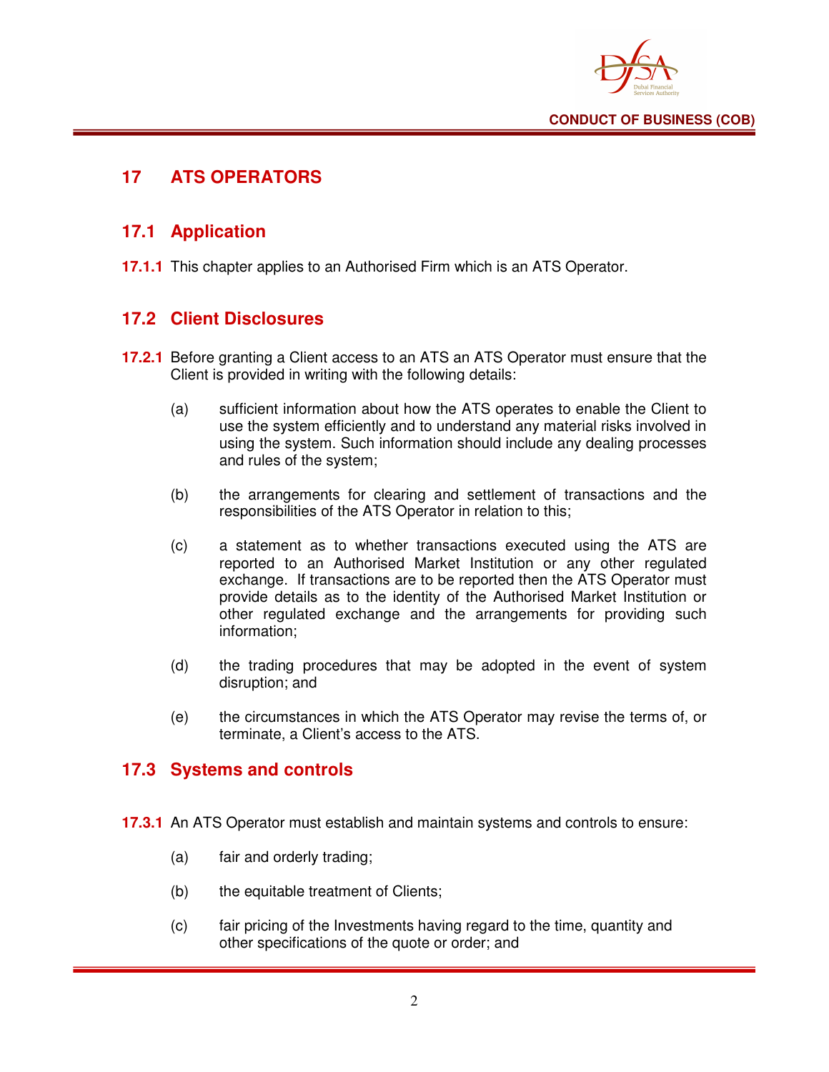# 17 ATS OPERATORS

## 17.1 Application

**17.1.1** This chapter applies to an Authorised Firm which is an ATS Operator.

## 17.2 Client Disclosures

**17.2.1** Before granting a Client access to an ATS an ATS Operator must ensure that the Client is provided in writing with the following details:

(a) sufficient information about how the ATS operates to enable the Client to use the system efficiently and to understand any material risks involved in using the system. Such information should include any dealing processes and rules of the system;

(b) the arrangements for clearing and settlement of transactions and the responsibilities of the ATS Operator in relation to this;

(c) a statement as to whether transactions executed using the ATS are reported to an Authorised Market Institution or any other regulated exchange. If transactions are to be reported then the ATS Operator must provide details as to the identity of the Authorised Market Institution or other regulated exchange and the arrangements for providing such information;

(d) the trading procedures that may be adopted in the event of system disruption; and

(e) the circumstances in which the ATS Operator may revise the terms of, or terminate, a Client's access to the ATS.

## 17.3 Systems and controls

**17.3.1** An ATS Operator must establish and maintain systems and controls to ensure:

(a) fair and orderly trading;

(b) the equitable treatment of Clients;

(c) fair pricing of the Investments having regard to the time, quantity and other specifications of the quote or order; and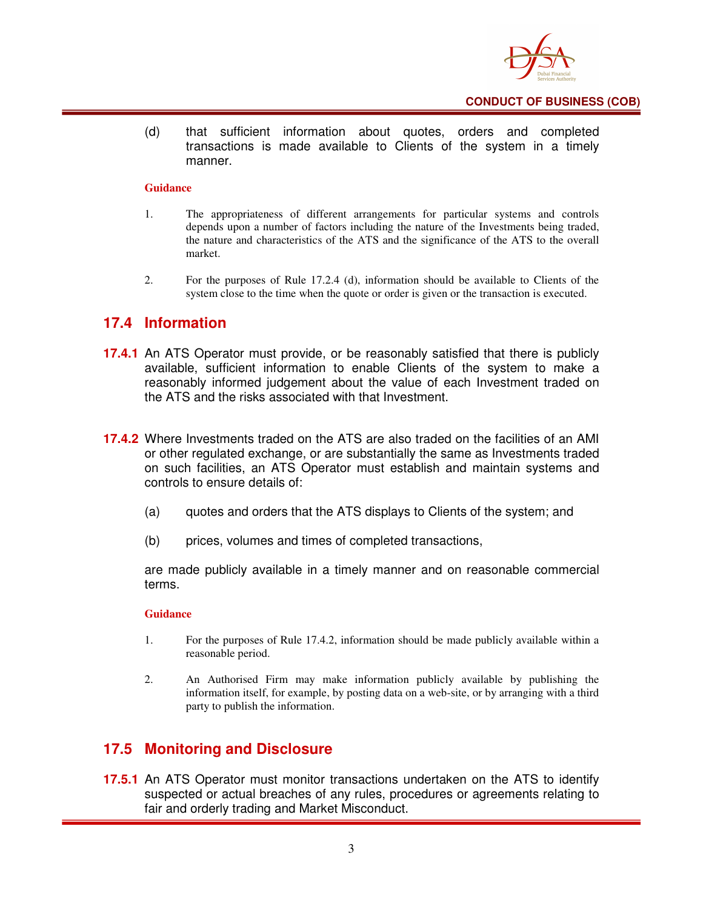(d) that sufficient information about quotes, orders and completed transactions is made available to Clients of the system in a timely manner.

**Guidance**

1. The appropriateness of different arrangements for particular systems and controls depends upon a number of factors including the nature of the Investments being traded, the nature and characteristics of the ATS and the significance of the ATS to the overall market.

2. For the purposes of Rule 17.2.4 (d), information should be available to Clients of the system close to the time when the quote or order is given or the transaction is executed.

## 17.4 Information

**17.4.1** An ATS Operator must provide, or be reasonably satisfied that there is publicly available, sufficient information to enable Clients of the system to make a reasonably informed judgement about the value of each Investment traded on the ATS and the risks associated with that Investment.

**17.4.2** Where Investments traded on the ATS are also traded on the facilities of an AMI or other regulated exchange, or are substantially the same as Investments traded on such facilities, an ATS Operator must establish and maintain systems and controls to ensure details of:

(a) quotes and orders that the ATS displays to Clients of the system; and

(b) prices, volumes and times of completed transactions,

are made publicly available in a timely manner and on reasonable commercial terms.

**Guidance**

1. For the purposes of Rule 17.4.2, information should be made publicly available within a reasonable period.

2. An Authorised Firm may make information publicly available by publishing the information itself, for example, by posting data on a web-site, or by arranging with a third party to publish the information.

## 17.5 Monitoring and Disclosure

**17.5.1** An ATS Operator must monitor transactions undertaken on the ATS to identify suspected or actual breaches of any rules, procedures or agreements relating to fair and orderly trading and Market Misconduct.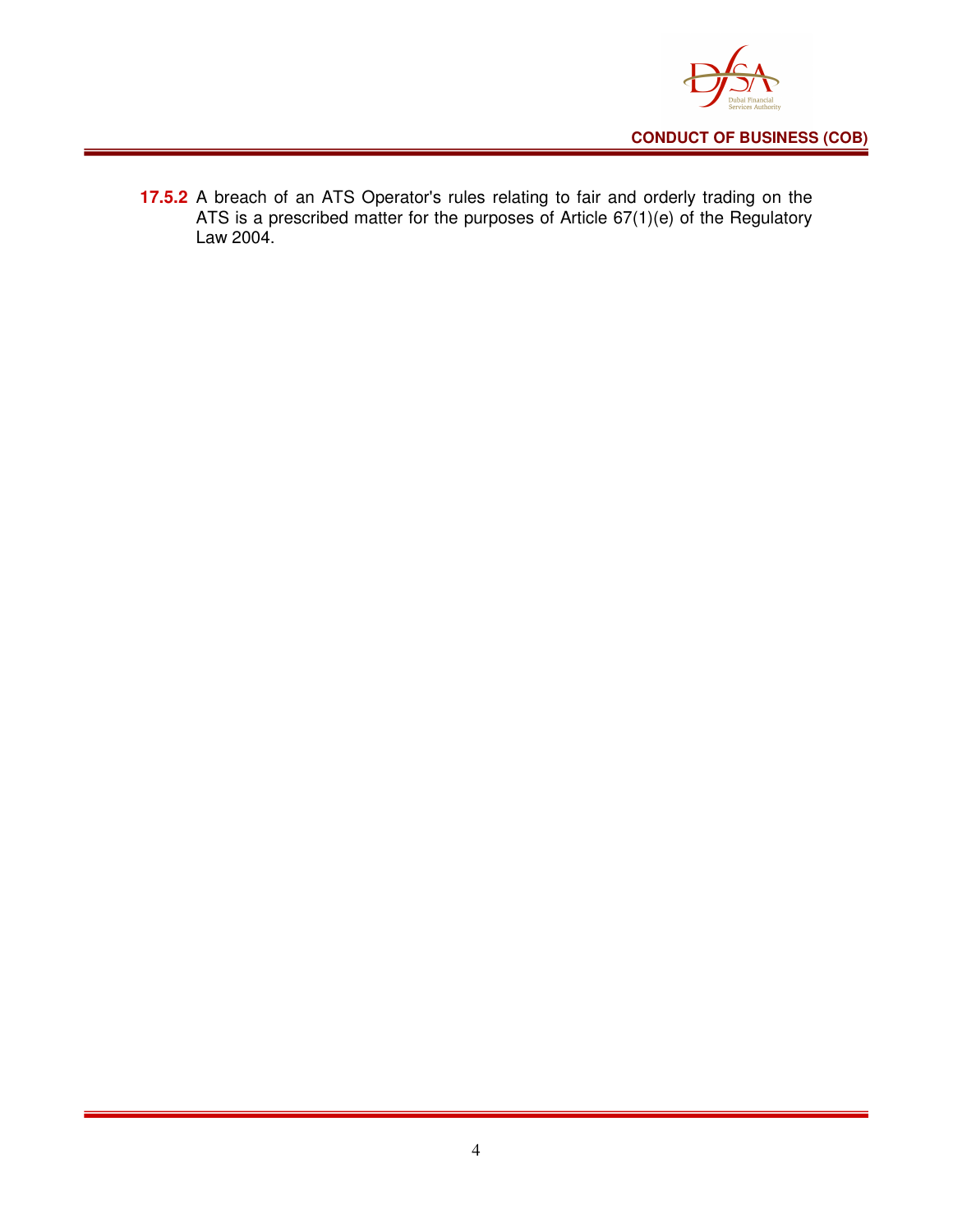**17.5.2** A breach of an ATS Operator's rules relating to fair and orderly trading on the ATS is a prescribed matter for the purposes of Article 67(1)(e) of the Regulatory Law 2004.